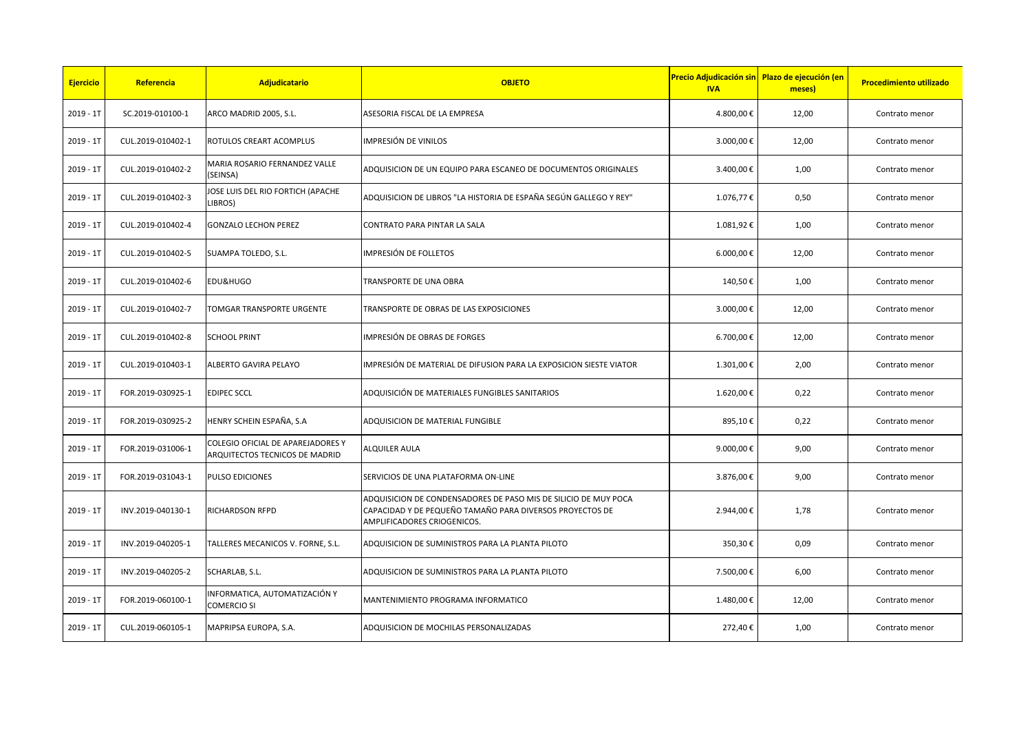| Ejercicio | Referencia | Adjudicatario | OBJETO | Precio Adjudicación sin IVA | Plazo de ejecución (en meses) | Procedimiento utilizado |
|---|---|---|---|---|---|---|
| 2019 - 1T | SC.2019-010100-1 | ARCO MADRID 2005, S.L. | ASESORIA FISCAL DE LA EMPRESA | 4.800,00 € | 12,00 | Contrato menor |
| 2019 - 1T | CUL.2019-010402-1 | ROTULOS CREART ACOMPLUS | IMPRESIÓN DE VINILOS | 3.000,00 € | 12,00 | Contrato menor |
| 2019 - 1T | CUL.2019-010402-2 | MARIA ROSARIO FERNANDEZ VALLE (SEINSA) | ADQUISICION DE UN EQUIPO PARA ESCANEO DE DOCUMENTOS ORIGINALES | 3.400,00 € | 1,00 | Contrato menor |
| 2019 - 1T | CUL.2019-010402-3 | JOSE LUIS DEL RIO FORTICH (APACHE LIBROS) | ADQUISICION DE LIBROS "LA HISTORIA DE ESPAÑA SEGÚN GALLEGO Y REY" | 1.076,77 € | 0,50 | Contrato menor |
| 2019 - 1T | CUL.2019-010402-4 | GONZALO LECHON PEREZ | CONTRATO PARA PINTAR LA SALA | 1.081,92 € | 1,00 | Contrato menor |
| 2019 - 1T | CUL.2019-010402-5 | SUAMPA TOLEDO, S.L. | IMPRESIÓN DE FOLLETOS | 6.000,00 € | 12,00 | Contrato menor |
| 2019 - 1T | CUL.2019-010402-6 | EDU&HUGO | TRANSPORTE DE UNA OBRA | 140,50 € | 1,00 | Contrato menor |
| 2019 - 1T | CUL.2019-010402-7 | TOMGAR TRANSPORTE URGENTE | TRANSPORTE DE OBRAS DE LAS EXPOSICIONES | 3.000,00 € | 12,00 | Contrato menor |
| 2019 - 1T | CUL.2019-010402-8 | SCHOOL PRINT | IMPRESIÓN DE OBRAS DE FORGES | 6.700,00 € | 12,00 | Contrato menor |
| 2019 - 1T | CUL.2019-010403-1 | ALBERTO GAVIRA PELAYO | IMPRESIÓN DE MATERIAL DE DIFUSION PARA LA EXPOSICION SIESTE VIATOR | 1.301,00 € | 2,00 | Contrato menor |
| 2019 - 1T | FOR.2019-030925-1 | EDIPEC SCCL | ADQUISICIÓN DE MATERIALES FUNGIBLES SANITARIOS | 1.620,00 € | 0,22 | Contrato menor |
| 2019 - 1T | FOR.2019-030925-2 | HENRY SCHEIN ESPAÑA, S.A | ADQUISICION DE MATERIAL FUNGIBLE | 895,10 € | 0,22 | Contrato menor |
| 2019 - 1T | FOR.2019-031006-1 | COLEGIO OFICIAL DE APAREJADORES Y ARQUITECTOS TECNICOS DE MADRID | ALQUILER AULA | 9.000,00 € | 9,00 | Contrato menor |
| 2019 - 1T | FOR.2019-031043-1 | PULSO EDICIONES | SERVICIOS DE UNA PLATAFORMA ON-LINE | 3.876,00 € | 9,00 | Contrato menor |
| 2019 - 1T | INV.2019-040130-1 | RICHARDSON RFPD | ADQUISICION DE CONDENSADORES DE PASO MIS DE SILICIO DE MUY POCA CAPACIDAD Y DE PEQUEÑO TAMAÑO PARA DIVERSOS PROYECTOS DE AMPLIFICADORES CRIOGENICOS. | 2.944,00 € | 1,78 | Contrato menor |
| 2019 - 1T | INV.2019-040205-1 | TALLERES MECANICOS V. FORNE, S.L. | ADQUISICION DE SUMINISTROS PARA LA PLANTA PILOTO | 350,30 € | 0,09 | Contrato menor |
| 2019 - 1T | INV.2019-040205-2 | SCHARLAB, S.L. | ADQUISICION DE SUMINISTROS PARA LA PLANTA PILOTO | 7.500,00 € | 6,00 | Contrato menor |
| 2019 - 1T | FOR.2019-060100-1 | INFORMATICA, AUTOMATIZACIÓN Y COMERCIO SI | MANTENIMIENTO PROGRAMA INFORMATICO | 1.480,00 € | 12,00 | Contrato menor |
| 2019 - 1T | CUL.2019-060105-1 | MAPRIPSA EUROPA, S.A. | ADQUISICION DE MOCHILAS PERSONALIZADAS | 272,40 € | 1,00 | Contrato menor |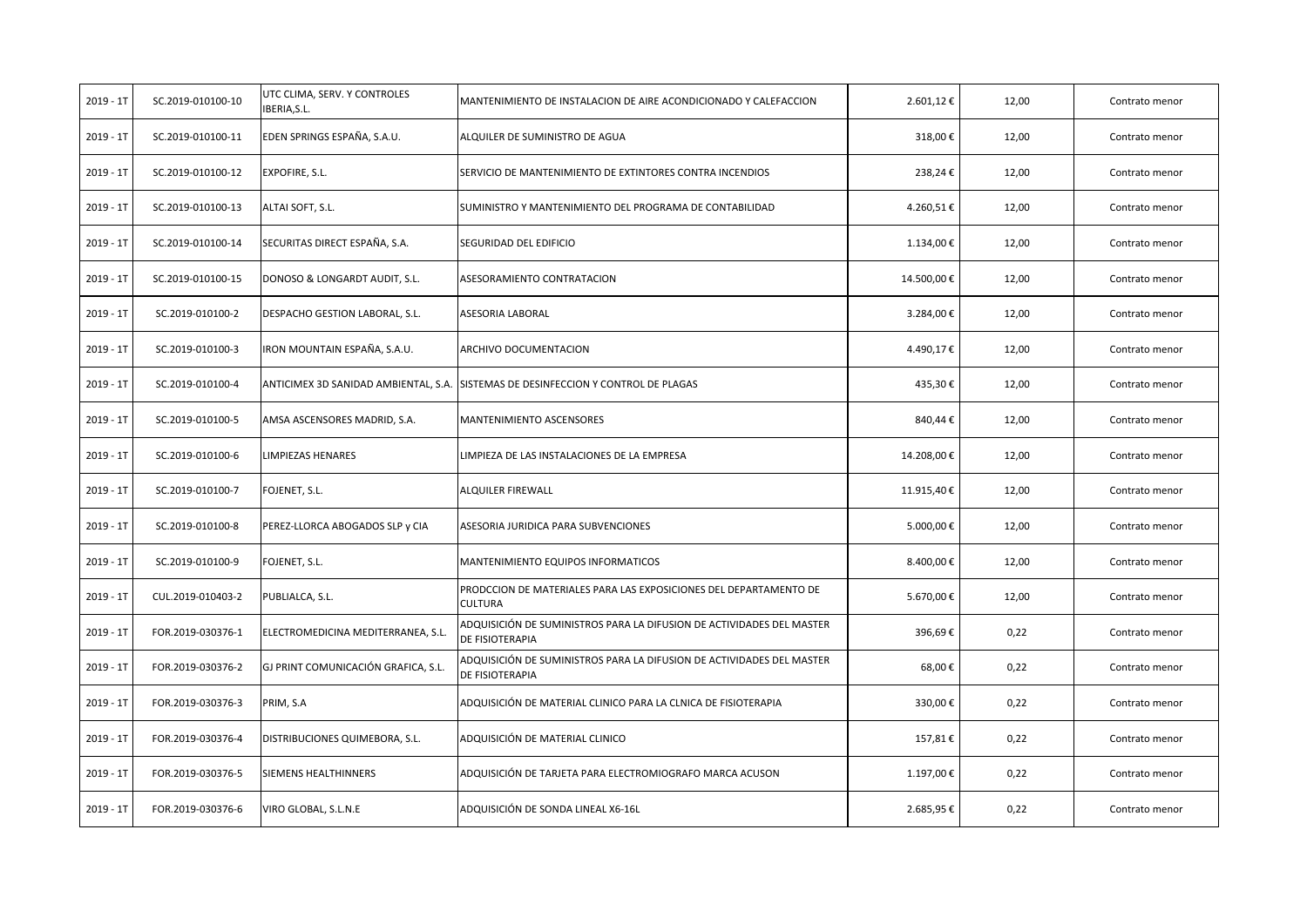| | | | | | | |
|---|---|---|---|---|---|---|
| 2019 - 1T | SC.2019-010100-10 | UTC CLIMA, SERV. Y CONTROLES IBERIA,S.L. | MANTENIMIENTO DE INSTALACION DE AIRE ACONDICIONADO Y CALEFACCION | 2.601,12 € | 12,00 | Contrato menor |
| 2019 - 1T | SC.2019-010100-11 | EDEN SPRINGS ESPAÑA, S.A.U. | ALQUILER DE SUMINISTRO DE AGUA | 318,00 € | 12,00 | Contrato menor |
| 2019 - 1T | SC.2019-010100-12 | EXPOFIRE, S.L. | SERVICIO DE MANTENIMIENTO DE EXTINTORES CONTRA INCENDIOS | 238,24 € | 12,00 | Contrato menor |
| 2019 - 1T | SC.2019-010100-13 | ALTAI SOFT, S.L. | SUMINISTRO Y MANTENIMIENTO DEL PROGRAMA DE CONTABILIDAD | 4.260,51 € | 12,00 | Contrato menor |
| 2019 - 1T | SC.2019-010100-14 | SECURITAS DIRECT ESPAÑA, S.A. | SEGURIDAD DEL EDIFICIO | 1.134,00 € | 12,00 | Contrato menor |
| 2019 - 1T | SC.2019-010100-15 | DONOSO & LONGARDT AUDIT, S.L. | ASESORAMIENTO CONTRATACION | 14.500,00 € | 12,00 | Contrato menor |
| 2019 - 1T | SC.2019-010100-2 | DESPACHO GESTION LABORAL, S.L. | ASESORIA LABORAL | 3.284,00 € | 12,00 | Contrato menor |
| 2019 - 1T | SC.2019-010100-3 | IRON MOUNTAIN ESPAÑA, S.A.U. | ARCHIVO DOCUMENTACION | 4.490,17 € | 12,00 | Contrato menor |
| 2019 - 1T | SC.2019-010100-4 | ANTICIMEX 3D SANIDAD AMBIENTAL, S.A. | SISTEMAS DE DESINFECCION Y CONTROL DE PLAGAS | 435,30 € | 12,00 | Contrato menor |
| 2019 - 1T | SC.2019-010100-5 | AMSA ASCENSORES MADRID, S.A. | MANTENIMIENTO ASCENSORES | 840,44 € | 12,00 | Contrato menor |
| 2019 - 1T | SC.2019-010100-6 | LIMPIEZAS HENARES | LIMPIEZA DE LAS INSTALACIONES DE LA EMPRESA | 14.208,00 € | 12,00 | Contrato menor |
| 2019 - 1T | SC.2019-010100-7 | FOJENET, S.L. | ALQUILER FIREWALL | 11.915,40 € | 12,00 | Contrato menor |
| 2019 - 1T | SC.2019-010100-8 | PEREZ-LLORCA ABOGADOS SLP y CIA | ASESORIA JURIDICA PARA SUBVENCIONES | 5.000,00 € | 12,00 | Contrato menor |
| 2019 - 1T | SC.2019-010100-9 | FOJENET, S.L. | MANTENIMIENTO EQUIPOS INFORMATICOS | 8.400,00 € | 12,00 | Contrato menor |
| 2019 - 1T | CUL.2019-010403-2 | PUBLIALCA, S.L. | PRODCCION DE MATERIALES PARA LAS EXPOSICIONES DEL DEPARTAMENTO DE CULTURA | 5.670,00 € | 12,00 | Contrato menor |
| 2019 - 1T | FOR.2019-030376-1 | ELECTROMEDICINA MEDITERRANEA, S.L. | ADQUISICIÓN DE SUMINISTROS PARA LA DIFUSION DE ACTIVIDADES DEL MASTER DE FISIOTERAPIA | 396,69 € | 0,22 | Contrato menor |
| 2019 - 1T | FOR.2019-030376-2 | GJ PRINT COMUNICACIÓN GRAFICA, S.L. | ADQUISICIÓN DE SUMINISTROS PARA LA DIFUSION DE ACTIVIDADES DEL MASTER DE FISIOTERAPIA | 68,00 € | 0,22 | Contrato menor |
| 2019 - 1T | FOR.2019-030376-3 | PRIM, S.A | ADQUISICIÓN DE MATERIAL CLINICO PARA LA CLNICA DE FISIOTERAPIA | 330,00 € | 0,22 | Contrato menor |
| 2019 - 1T | FOR.2019-030376-4 | DISTRIBUCIONES QUIMEBORA, S.L. | ADQUISICIÓN DE MATERIAL CLINICO | 157,81 € | 0,22 | Contrato menor |
| 2019 - 1T | FOR.2019-030376-5 | SIEMENS HEALTHINNERS | ADQUISICIÓN DE TARJETA PARA ELECTROMIOGRAFO MARCA ACUSON | 1.197,00 € | 0,22 | Contrato menor |
| 2019 - 1T | FOR.2019-030376-6 | VIRO GLOBAL, S.L.N.E | ADQUISICIÓN DE SONDA LINEAL X6-16L | 2.685,95 € | 0,22 | Contrato menor |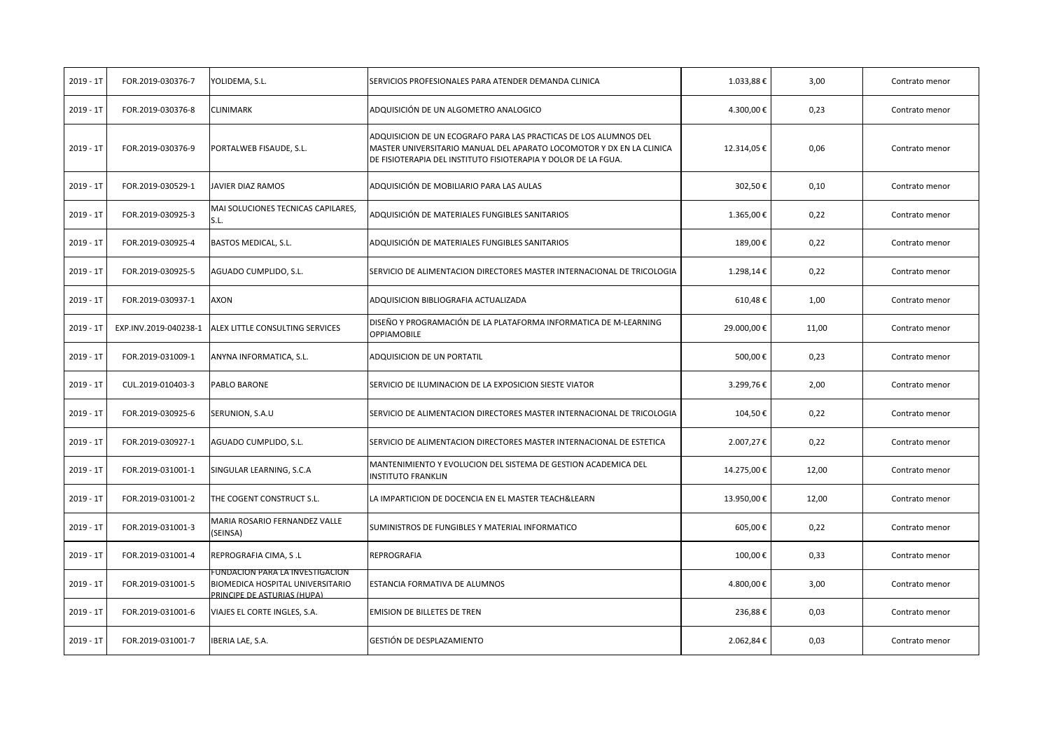| 2019 - 1T | FOR.2019-030376-7 | YOLIDEMA, S.L. | SERVICIOS PROFESIONALES PARA ATENDER DEMANDA CLINICA | 1.033,88 € | 3,00 | Contrato menor |
|---|---|---|---|---|---|---|
| 2019 - 1T | FOR.2019-030376-8 | CLINIMARK | ADQUISICIÓN DE UN ALGOMETRO ANALOGICO | 4.300,00 € | 0,23 | Contrato menor |
| 2019 - 1T | FOR.2019-030376-9 | PORTALWEB FISAUDE, S.L. | ADQUISICION DE UN ECOGRAFO PARA LAS PRACTICAS DE LOS ALUMNOS DEL MASTER UNIVERSITARIO MANUAL DEL APARATO LOCOMOTOR Y DX EN LA CLINICA DE FISIOTERAPIA DEL INSTITUTO FISIOTERAPIA Y DOLOR DE LA FGUA. | 12.314,05 € | 0,06 | Contrato menor |
| 2019 - 1T | FOR.2019-030529-1 | JAVIER DIAZ RAMOS | ADQUISICIÓN DE MOBILIARIO PARA LAS AULAS | 302,50 € | 0,10 | Contrato menor |
| 2019 - 1T | FOR.2019-030925-3 | MAI SOLUCIONES TECNICAS CAPILARES, S.L. | ADQUISICIÓN DE MATERIALES FUNGIBLES SANITARIOS | 1.365,00 € | 0,22 | Contrato menor |
| 2019 - 1T | FOR.2019-030925-4 | BASTOS MEDICAL, S.L. | ADQUISICIÓN DE MATERIALES FUNGIBLES SANITARIOS | 189,00 € | 0,22 | Contrato menor |
| 2019 - 1T | FOR.2019-030925-5 | AGUADO CUMPLIDO, S.L. | SERVICIO DE ALIMENTACION DIRECTORES MASTER INTERNACIONAL DE TRICOLOGIA | 1.298,14 € | 0,22 | Contrato menor |
| 2019 - 1T | FOR.2019-030937-1 | AXON | ADQUISICION BIBLIOGRAFIA ACTUALIZADA | 610,48 € | 1,00 | Contrato menor |
| 2019 - 1T | EXP.INV.2019-040238-1 | ALEX LITTLE CONSULTING SERVICES | DISEÑO Y PROGRAMACIÓN DE LA PLATAFORMA INFORMATICA DE M-LEARNING OPPIAMOBILE | 29.000,00 € | 11,00 | Contrato menor |
| 2019 - 1T | FOR.2019-031009-1 | ANYNA INFORMATICA, S.L. | ADQUISICION DE UN PORTATIL | 500,00 € | 0,23 | Contrato menor |
| 2019 - 1T | CUL.2019-010403-3 | PABLO BARONE | SERVICIO DE ILUMINACION DE LA EXPOSICION SIESTE VIATOR | 3.299,76 € | 2,00 | Contrato menor |
| 2019 - 1T | FOR.2019-030925-6 | SERUNION, S.A.U | SERVICIO DE ALIMENTACION DIRECTORES MASTER INTERNACIONAL DE TRICOLOGIA | 104,50 € | 0,22 | Contrato menor |
| 2019 - 1T | FOR.2019-030927-1 | AGUADO CUMPLIDO, S.L. | SERVICIO DE ALIMENTACION DIRECTORES MASTER INTERNACIONAL DE ESTETICA | 2.007,27 € | 0,22 | Contrato menor |
| 2019 - 1T | FOR.2019-031001-1 | SINGULAR LEARNING, S.C.A | MANTENIMIENTO Y EVOLUCION DEL SISTEMA DE GESTION ACADEMICA DEL INSTITUTO FRANKLIN | 14.275,00 € | 12,00 | Contrato menor |
| 2019 - 1T | FOR.2019-031001-2 | THE COGENT CONSTRUCT S.L. | LA IMPARTICION DE DOCENCIA EN EL MASTER TEACH&LEARN | 13.950,00 € | 12,00 | Contrato menor |
| 2019 - 1T | FOR.2019-031001-3 | MARIA ROSARIO FERNANDEZ VALLE (SEINSA) | SUMINISTROS DE FUNGIBLES Y MATERIAL INFORMATICO | 605,00 € | 0,22 | Contrato menor |
| 2019 - 1T | FOR.2019-031001-4 | REPROGRAFIA CIMA, S .L | REPROGRAFIA | 100,00 € | 0,33 | Contrato menor |
| 2019 - 1T | FOR.2019-031001-5 | FUNDACION PARA LA INVESTIGACION BIOMEDICA HOSPITAL UNIVERSITARIO PRINCIPE DE ASTURIAS (HUPA) | ESTANCIA FORMATIVA DE ALUMNOS | 4.800,00 € | 3,00 | Contrato menor |
| 2019 - 1T | FOR.2019-031001-6 | VIAJES EL CORTE INGLES, S.A. | EMISION DE BILLETES DE TREN | 236,88 € | 0,03 | Contrato menor |
| 2019 - 1T | FOR.2019-031001-7 | IBERIA LAE, S.A. | GESTIÓN DE DESPLAZAMIENTO | 2.062,84 € | 0,03 | Contrato menor |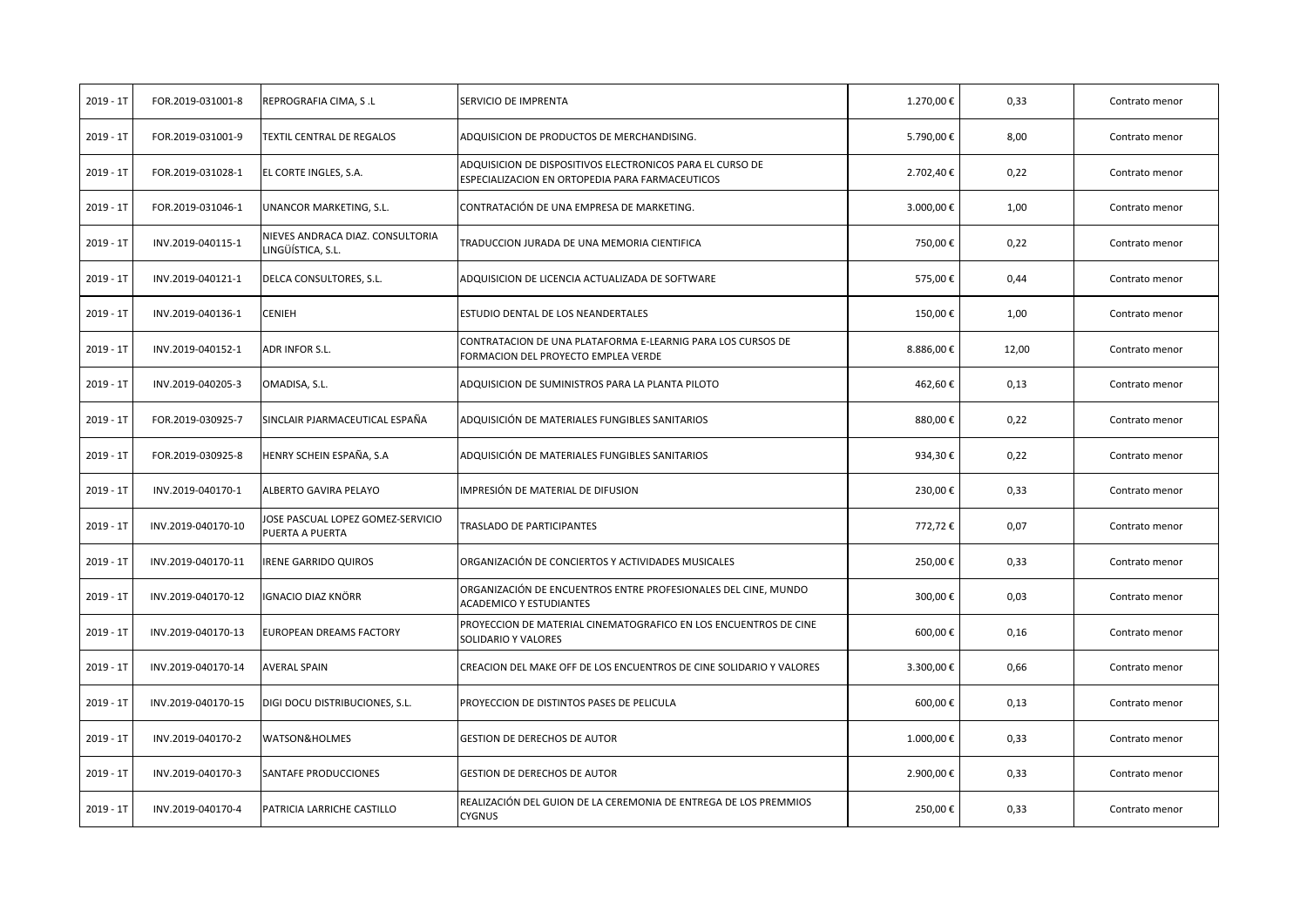| 2019 - 1T | FOR.2019-031001-8 | REPROGRAFIA CIMA, S .L | SERVICIO DE IMPRENTA | 1.270,00 € | 0,33 | Contrato menor |
|---|---|---|---|---|---|---|
| 2019 - 1T | FOR.2019-031001-9 | TEXTIL CENTRAL DE REGALOS | ADQUISICION DE PRODUCTOS DE MERCHANDISING. | 5.790,00 € | 8,00 | Contrato menor |
| 2019 - 1T | FOR.2019-031028-1 | EL CORTE INGLES, S.A. | ADQUISICION DE DISPOSITIVOS ELECTRONICOS PARA EL CURSO DE ESPECIALIZACION EN ORTOPEDIA PARA FARMACEUTICOS | 2.702,40 € | 0,22 | Contrato menor |
| 2019 - 1T | FOR.2019-031046-1 | UNANCOR MARKETING, S.L. | CONTRATACIÓN DE UNA EMPRESA DE MARKETING. | 3.000,00 € | 1,00 | Contrato menor |
| 2019 - 1T | INV.2019-040115-1 | NIEVES ANDRACA DIAZ. CONSULTORIA LINGÜÍSTICA, S.L. | TRADUCCION JURADA DE UNA MEMORIA CIENTIFICA | 750,00 € | 0,22 | Contrato menor |
| 2019 - 1T | INV.2019-040121-1 | DELCA CONSULTORES, S.L. | ADQUISICION DE LICENCIA ACTUALIZADA DE SOFTWARE | 575,00 € | 0,44 | Contrato menor |
| 2019 - 1T | INV.2019-040136-1 | CENIEH | ESTUDIO DENTAL DE LOS NEANDERTALES | 150,00 € | 1,00 | Contrato menor |
| 2019 - 1T | INV.2019-040152-1 | ADR INFOR S.L. | CONTRATACION DE UNA PLATAFORMA E-LEARNIG PARA LOS CURSOS DE FORMACION DEL PROYECTO EMPLEA VERDE | 8.886,00 € | 12,00 | Contrato menor |
| 2019 - 1T | INV.2019-040205-3 | OMADISA, S.L. | ADQUISICION DE SUMINISTROS PARA LA PLANTA PILOTO | 462,60 € | 0,13 | Contrato menor |
| 2019 - 1T | FOR.2019-030925-7 | SINCLAIR PJARMACEUTICAL ESPAÑA | ADQUISICIÓN DE MATERIALES FUNGIBLES SANITARIOS | 880,00 € | 0,22 | Contrato menor |
| 2019 - 1T | FOR.2019-030925-8 | HENRY SCHEIN ESPAÑA, S.A | ADQUISICIÓN DE MATERIALES FUNGIBLES SANITARIOS | 934,30 € | 0,22 | Contrato menor |
| 2019 - 1T | INV.2019-040170-1 | ALBERTO GAVIRA PELAYO | IMPRESIÓN DE MATERIAL DE DIFUSION | 230,00 € | 0,33 | Contrato menor |
| 2019 - 1T | INV.2019-040170-10 | JOSE PASCUAL LOPEZ GOMEZ-SERVICIO PUERTA A PUERTA | TRASLADO DE PARTICIPANTES | 772,72 € | 0,07 | Contrato menor |
| 2019 - 1T | INV.2019-040170-11 | IRENE GARRIDO QUIROS | ORGANIZACIÓN DE CONCIERTOS Y ACTIVIDADES MUSICALES | 250,00 € | 0,33 | Contrato menor |
| 2019 - 1T | INV.2019-040170-12 | IGNACIO DIAZ KNÖRR | ORGANIZACIÓN DE ENCUENTROS ENTRE PROFESIONALES DEL CINE, MUNDO ACADEMICO Y ESTUDIANTES | 300,00 € | 0,03 | Contrato menor |
| 2019 - 1T | INV.2019-040170-13 | EUROPEAN DREAMS FACTORY | PROYECCION DE MATERIAL CINEMATOGRAFICO EN LOS ENCUENTROS DE CINE SOLIDARIO Y VALORES | 600,00 € | 0,16 | Contrato menor |
| 2019 - 1T | INV.2019-040170-14 | AVERAL SPAIN | CREACION DEL MAKE OFF DE LOS ENCUENTROS DE CINE SOLIDARIO Y VALORES | 3.300,00 € | 0,66 | Contrato menor |
| 2019 - 1T | INV.2019-040170-15 | DIGI DOCU DISTRIBUCIONES, S.L. | PROYECCION DE DISTINTOS PASES DE PELICULA | 600,00 € | 0,13 | Contrato menor |
| 2019 - 1T | INV.2019-040170-2 | WATSON&HOLMES | GESTION DE DERECHOS DE AUTOR | 1.000,00 € | 0,33 | Contrato menor |
| 2019 - 1T | INV.2019-040170-3 | SANTAFE PRODUCCIONES | GESTION DE DERECHOS DE AUTOR | 2.900,00 € | 0,33 | Contrato menor |
| 2019 - 1T | INV.2019-040170-4 | PATRICIA LARRICHE CASTILLO | REALIZACIÓN DEL GUION DE LA CEREMONIA DE ENTREGA DE LOS PREMMIOS CYGNUS | 250,00 € | 0,33 | Contrato menor |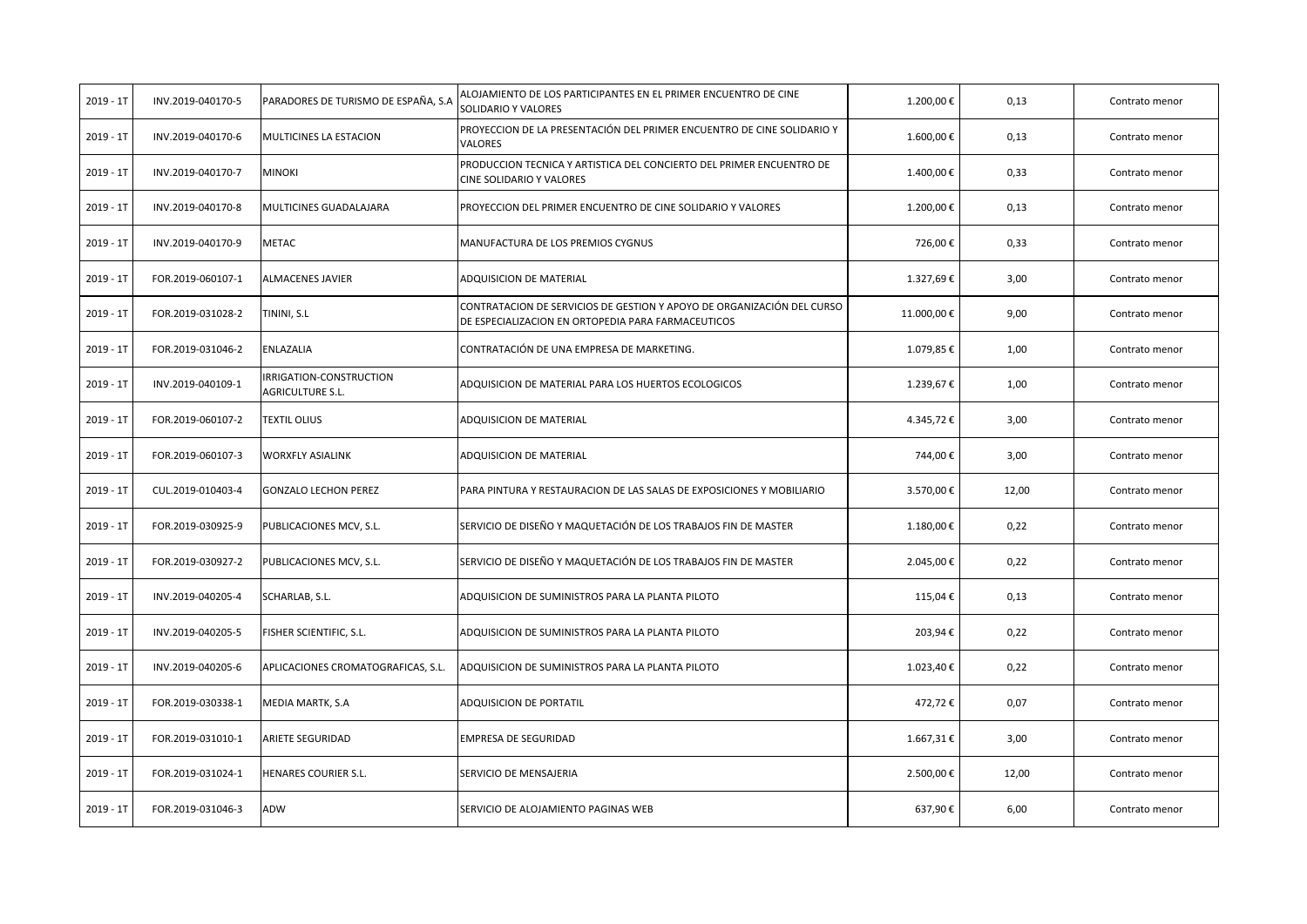| | | | | | | |
|---|---|---|---|---|---|---|
| 2019 - 1T | INV.2019-040170-5 | PARADORES DE TURISMO DE ESPAÑA, S.A | ALOJAMIENTO DE LOS PARTICIPANTES EN EL PRIMER ENCUENTRO DE CINE SOLIDARIO Y VALORES | 1.200,00 € | 0,13 | Contrato menor |
| 2019 - 1T | INV.2019-040170-6 | MULTICINES LA ESTACION | PROYECCION DE LA PRESENTACIÓN DEL PRIMER ENCUENTRO DE CINE SOLIDARIO Y VALORES | 1.600,00 € | 0,13 | Contrato menor |
| 2019 - 1T | INV.2019-040170-7 | MINOKI | PRODUCCION TECNICA Y ARTISTICA DEL CONCIERTO DEL PRIMER ENCUENTRO DE CINE SOLIDARIO Y VALORES | 1.400,00 € | 0,33 | Contrato menor |
| 2019 - 1T | INV.2019-040170-8 | MULTICINES GUADALAJARA | PROYECCION DEL PRIMER ENCUENTRO DE CINE SOLIDARIO Y VALORES | 1.200,00 € | 0,13 | Contrato menor |
| 2019 - 1T | INV.2019-040170-9 | METAC | MANUFACTURA DE LOS PREMIOS CYGNUS | 726,00 € | 0,33 | Contrato menor |
| 2019 - 1T | FOR.2019-060107-1 | ALMACENES JAVIER | ADQUISICION DE MATERIAL | 1.327,69 € | 3,00 | Contrato menor |
| 2019 - 1T | FOR.2019-031028-2 | TININI, S.L | CONTRATACION DE SERVICIOS DE GESTION Y APOYO DE ORGANIZACIÓN DEL CURSO DE ESPECIALIZACION EN ORTOPEDIA PARA FARMACEUTICOS | 11.000,00 € | 9,00 | Contrato menor |
| 2019 - 1T | FOR.2019-031046-2 | ENLAZALIA | CONTRATACIÓN DE UNA EMPRESA DE MARKETING. | 1.079,85 € | 1,00 | Contrato menor |
| 2019 - 1T | INV.2019-040109-1 | IRRIGATION-CONSTRUCTION AGRICULTURE S.L. | ADQUISICION DE MATERIAL PARA LOS HUERTOS ECOLOGICOS | 1.239,67 € | 1,00 | Contrato menor |
| 2019 - 1T | FOR.2019-060107-2 | TEXTIL OLIUS | ADQUISICION DE MATERIAL | 4.345,72 € | 3,00 | Contrato menor |
| 2019 - 1T | FOR.2019-060107-3 | WORXFLY ASIALINK | ADQUISICION DE MATERIAL | 744,00 € | 3,00 | Contrato menor |
| 2019 - 1T | CUL.2019-010403-4 | GONZALO LECHON PEREZ | PARA PINTURA Y RESTAURACION DE LAS SALAS DE EXPOSICIONES Y MOBILIARIO | 3.570,00 € | 12,00 | Contrato menor |
| 2019 - 1T | FOR.2019-030925-9 | PUBLICACIONES MCV, S.L. | SERVICIO DE DISEÑO Y MAQUETACIÓN DE LOS TRABAJOS FIN DE MASTER | 1.180,00 € | 0,22 | Contrato menor |
| 2019 - 1T | FOR.2019-030927-2 | PUBLICACIONES MCV, S.L. | SERVICIO DE DISEÑO Y MAQUETACIÓN DE LOS TRABAJOS FIN DE MASTER | 2.045,00 € | 0,22 | Contrato menor |
| 2019 - 1T | INV.2019-040205-4 | SCHARLAB, S.L. | ADQUISICION DE SUMINISTROS PARA LA PLANTA PILOTO | 115,04 € | 0,13 | Contrato menor |
| 2019 - 1T | INV.2019-040205-5 | FISHER SCIENTIFIC, S.L. | ADQUISICION DE SUMINISTROS PARA LA PLANTA PILOTO | 203,94 € | 0,22 | Contrato menor |
| 2019 - 1T | INV.2019-040205-6 | APLICACIONES CROMATOGRAFICAS, S.L. | ADQUISICION DE SUMINISTROS PARA LA PLANTA PILOTO | 1.023,40 € | 0,22 | Contrato menor |
| 2019 - 1T | FOR.2019-030338-1 | MEDIA MARTK, S.A | ADQUISICION DE PORTATIL | 472,72 € | 0,07 | Contrato menor |
| 2019 - 1T | FOR.2019-031010-1 | ARIETE SEGURIDAD | EMPRESA DE SEGURIDAD | 1.667,31 € | 3,00 | Contrato menor |
| 2019 - 1T | FOR.2019-031024-1 | HENARES COURIER S.L. | SERVICIO DE MENSAJERIA | 2.500,00 € | 12,00 | Contrato menor |
| 2019 - 1T | FOR.2019-031046-3 | ADW | SERVICIO DE ALOJAMIENTO PAGINAS WEB | 637,90 € | 6,00 | Contrato menor |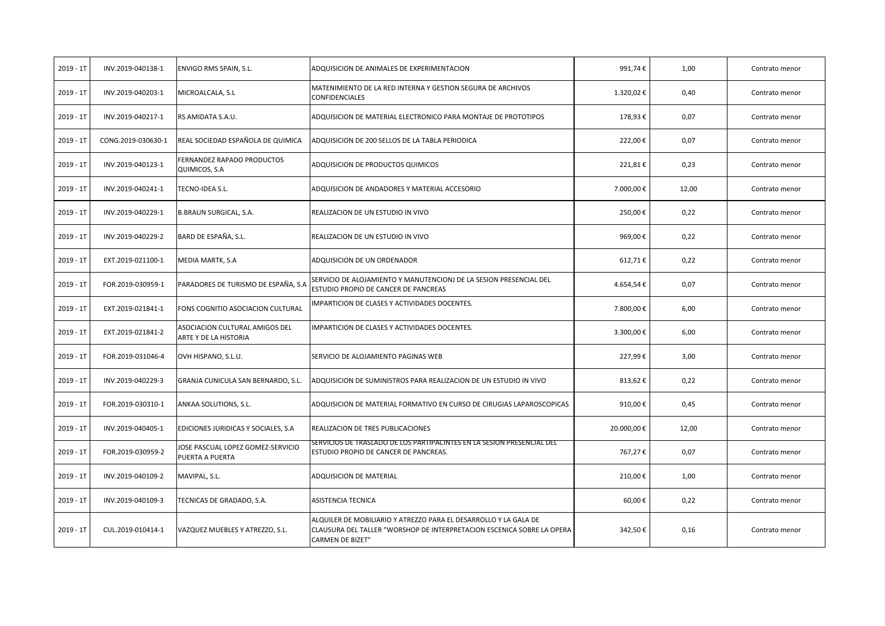| | | | | | | |
|---|---|---|---|---|---|---|
| 2019 - 1T | INV.2019-040138-1 | ENVIGO RMS SPAIN, S.L. | ADQUISICION DE ANIMALES DE EXPERIMENTACION | 991,74 € | 1,00 | Contrato menor |
| 2019 - 1T | INV.2019-040203-1 | MICROALCALA, S.L | MATENIMIENTO DE LA RED INTERNA Y GESTION SEGURA DE ARCHIVOS CONFIDENCIALES | 1.320,02 € | 0,40 | Contrato menor |
| 2019 - 1T | INV.2019-040217-1 | RS AMIDATA S.A.U. | ADQUISICION DE MATERIAL ELECTRONICO PARA MONTAJE DE PROTOTIPOS | 178,93 € | 0,07 | Contrato menor |
| 2019 - 1T | CONG.2019-030630-1 | REAL SOCIEDAD ESPAÑOLA DE QUIMICA | ADQUISICION DE 200 SELLOS DE LA TABLA PERIODICA | 222,00 € | 0,07 | Contrato menor |
| 2019 - 1T | INV.2019-040123-1 | FERNANDEZ RAPADO PRODUCTOS QUIMICOS, S.A | ADQUISICION DE PRODUCTOS QUIMICOS | 221,81 € | 0,23 | Contrato menor |
| 2019 - 1T | INV.2019-040241-1 | TECNO-IDEA S.L. | ADQUISICION DE ANDADORES Y MATERIAL ACCESORIO | 7.000,00 € | 12,00 | Contrato menor |
| 2019 - 1T | INV.2019-040229-1 | B.BRAUN SURGICAL, S.A. | REALIZACION DE UN ESTUDIO IN VIVO | 250,00 € | 0,22 | Contrato menor |
| 2019 - 1T | INV.2019-040229-2 | BARD DE ESPAÑA, S.L. | REALIZACION DE UN ESTUDIO IN VIVO | 969,00 € | 0,22 | Contrato menor |
| 2019 - 1T | EXT.2019-021100-1 | MEDIA MARTK, S.A | ADQUISICION DE UN ORDENADOR | 612,71 € | 0,22 | Contrato menor |
| 2019 - 1T | FOR.2019-030959-1 | PARADORES DE TURISMO DE ESPAÑA, S.A | SERVICIO DE ALOJAMIENTO Y MANUTENCIONJ DE LA SESION PRESENCIAL DEL ESTUDIO PROPIO DE CANCER DE PANCREAS | 4.654,54 € | 0,07 | Contrato menor |
| 2019 - 1T | EXT.2019-021841-1 | FONS COGNITIO ASOCIACION CULTURAL | IMPARTICION DE CLASES Y ACTIVIDADES DOCENTES. | 7.800,00 € | 6,00 | Contrato menor |
| 2019 - 1T | EXT.2019-021841-2 | ASOCIACION CULTURAL AMIGOS DEL ARTE Y DE LA HISTORIA | IMPARTICION DE CLASES Y ACTIVIDADES DOCENTES. | 3.300,00 € | 6,00 | Contrato menor |
| 2019 - 1T | FOR.2019-031046-4 | OVH HISPANO, S.L.U. | SERVICIO DE ALOJAMIENTO PAGINAS WEB | 227,99 € | 3,00 | Contrato menor |
| 2019 - 1T | INV.2019-040229-3 | GRANJA CUNICULA SAN BERNARDO, S.L. | ADQUISICION DE SUMINISTROS PARA REALIZACION DE UN ESTUDIO IN VIVO | 813,62 € | 0,22 | Contrato menor |
| 2019 - 1T | FOR.2019-030310-1 | ANKAA SOLUTIONS, S.L. | ADQUISICION DE MATERIAL FORMATIVO EN CURSO DE CIRUGIAS LAPAROSCOPICAS | 910,00 € | 0,45 | Contrato menor |
| 2019 - 1T | INV.2019-040405-1 | EDICIONES JURIDICAS Y SOCIALES, S.A | REALIZACION DE TRES PUBLICACIONES | 20.000,00 € | 12,00 | Contrato menor |
| 2019 - 1T | FOR.2019-030959-2 | JOSE PASCUAL LOPEZ GOMEZ-SERVICIO PUERTA A PUERTA | SERVICIOS DE TRASLADO DE LOS PARTIPACINTES EN LA SESION PRESENCIAL DEL ESTUDIO PROPIO DE CANCER DE PANCREAS. | 767,27 € | 0,07 | Contrato menor |
| 2019 - 1T | INV.2019-040109-2 | MAVIPAL, S.L. | ADQUISICION DE MATERIAL | 210,00 € | 1,00 | Contrato menor |
| 2019 - 1T | INV.2019-040109-3 | TECNICAS DE GRADADO, S.A. | ASISTENCIA TECNICA | 60,00 € | 0,22 | Contrato menor |
| 2019 - 1T | CUL.2019-010414-1 | VAZQUEZ MUEBLES Y ATREZZO, S.L. | ALQUILER DE MOBILIARIO Y ATREZZO PARA EL DESARROLLO Y LA GALA DE CLAUSURA DEL TALLER "WORSHOP DE INTERPRETACION ESCENICA SOBRE LA OPERA CARMEN DE BIZET" | 342,50 € | 0,16 | Contrato menor |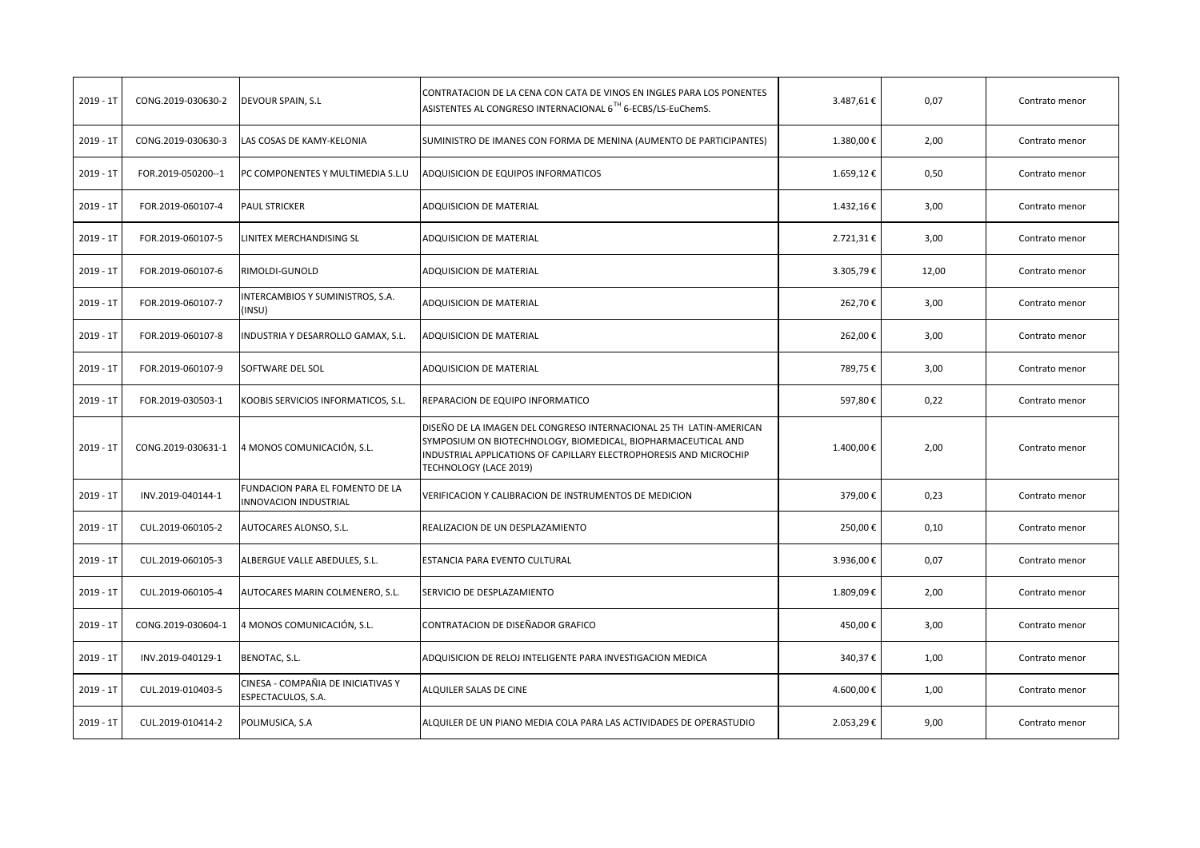| | | | | | | |
|---|---|---|---|---|---|---|
| 2019 - 1T | CONG.2019-030630-2 | DEVOUR SPAIN, S.L | CONTRATACION DE LA CENA CON CATA DE VINOS EN INGLES PARA LOS PONENTES ASISTENTES AL CONGRESO INTERNACIONAL $6^{TH}$ 6-ECBS/LS-EuChemS. | 3.487,61 € | 0,07 | Contrato menor |
| 2019 - 1T | CONG.2019-030630-3 | LAS COSAS DE KAMY-KELONIA | SUMINISTRO DE IMANES CON FORMA DE MENINA (AUMENTO DE PARTICIPANTES) | 1.380,00 € | 2,00 | Contrato menor |
| 2019 - 1T | FOR.2019-050200--1 | PC COMPONENTES Y MULTIMEDIA S.L.U | ADQUISICION DE EQUIPOS INFORMATICOS | 1.659,12 € | 0,50 | Contrato menor |
| 2019 - 1T | FOR.2019-060107-4 | PAUL STRICKER | ADQUISICION DE MATERIAL | 1.432,16 € | 3,00 | Contrato menor |
| 2019 - 1T | FOR.2019-060107-5 | LINITEX MERCHANDISING SL | ADQUISICION DE MATERIAL | 2.721,31 € | 3,00 | Contrato menor |
| 2019 - 1T | FOR.2019-060107-6 | RIMOLDI-GUNOLD | ADQUISICION DE MATERIAL | 3.305,79 € | 12,00 | Contrato menor |
| 2019 - 1T | FOR.2019-060107-7 | INTERCAMBIOS Y SUMINISTROS, S.A. (INSU) | ADQUISICION DE MATERIAL | 262,70 € | 3,00 | Contrato menor |
| 2019 - 1T | FOR.2019-060107-8 | INDUSTRIA Y DESARROLLO GAMAX, S.L. | ADQUISICION DE MATERIAL | 262,00 € | 3,00 | Contrato menor |
| 2019 - 1T | FOR.2019-060107-9 | SOFTWARE DEL SOL | ADQUISICION DE MATERIAL | 789,75 € | 3,00 | Contrato menor |
| 2019 - 1T | FOR.2019-030503-1 | KOOBIS SERVICIOS INFORMATICOS, S.L. | REPARACION DE EQUIPO INFORMATICO | 597,80 € | 0,22 | Contrato menor |
| 2019 - 1T | CONG.2019-030631-1 | 4 MONOS COMUNICACIÓN, S.L. | DISEÑO DE LA IMAGEN DEL CONGRESO INTERNACIONAL 25 TH LATIN-AMERICAN SYMPOSIUM ON BIOTECHNOLOGY, BIOMEDICAL, BIOPHARMACEUTICAL AND INDUSTRIAL APPLICATIONS OF CAPILLARY ELECTROPHORESIS AND MICROCHIP TECHNOLOGY (LACE 2019) | 1.400,00 € | 2,00 | Contrato menor |
| 2019 - 1T | INV.2019-040144-1 | FUNDACION PARA EL FOMENTO DE LA INNOVACION INDUSTRIAL | VERIFICACION Y CALIBRACION DE INSTRUMENTOS DE MEDICION | 379,00 € | 0,23 | Contrato menor |
| 2019 - 1T | CUL.2019-060105-2 | AUTOCARES ALONSO, S.L. | REALIZACION DE UN DESPLAZAMIENTO | 250,00 € | 0,10 | Contrato menor |
| 2019 - 1T | CUL.2019-060105-3 | ALBERGUE VALLE ABEDULES, S.L. | ESTANCIA PARA EVENTO CULTURAL | 3.936,00 € | 0,07 | Contrato menor |
| 2019 - 1T | CUL.2019-060105-4 | AUTOCARES MARIN COLMENERO, S.L. | SERVICIO DE DESPLAZAMIENTO | 1.809,09 € | 2,00 | Contrato menor |
| 2019 - 1T | CONG.2019-030604-1 | 4 MONOS COMUNICACIÓN, S.L. | CONTRATACION DE DISEÑADOR GRAFICO | 450,00 € | 3,00 | Contrato menor |
| 2019 - 1T | INV.2019-040129-1 | BENOTAC, S.L. | ADQUISICION DE RELOJ INTELIGENTE PARA INVESTIGACION MEDICA | 340,37 € | 1,00 | Contrato menor |
| 2019 - 1T | CUL.2019-010403-5 | CINESA - COMPAÑIA DE INICIATIVAS Y ESPECTACULOS, S.A. | ALQUILER SALAS DE CINE | 4.600,00 € | 1,00 | Contrato menor |
| 2019 - 1T | CUL.2019-010414-2 | POLIMUSICA, S.A | ALQUILER DE UN PIANO MEDIA COLA PARA LAS ACTIVIDADES DE OPERASTUDIO | 2.053,29 € | 9,00 | Contrato menor |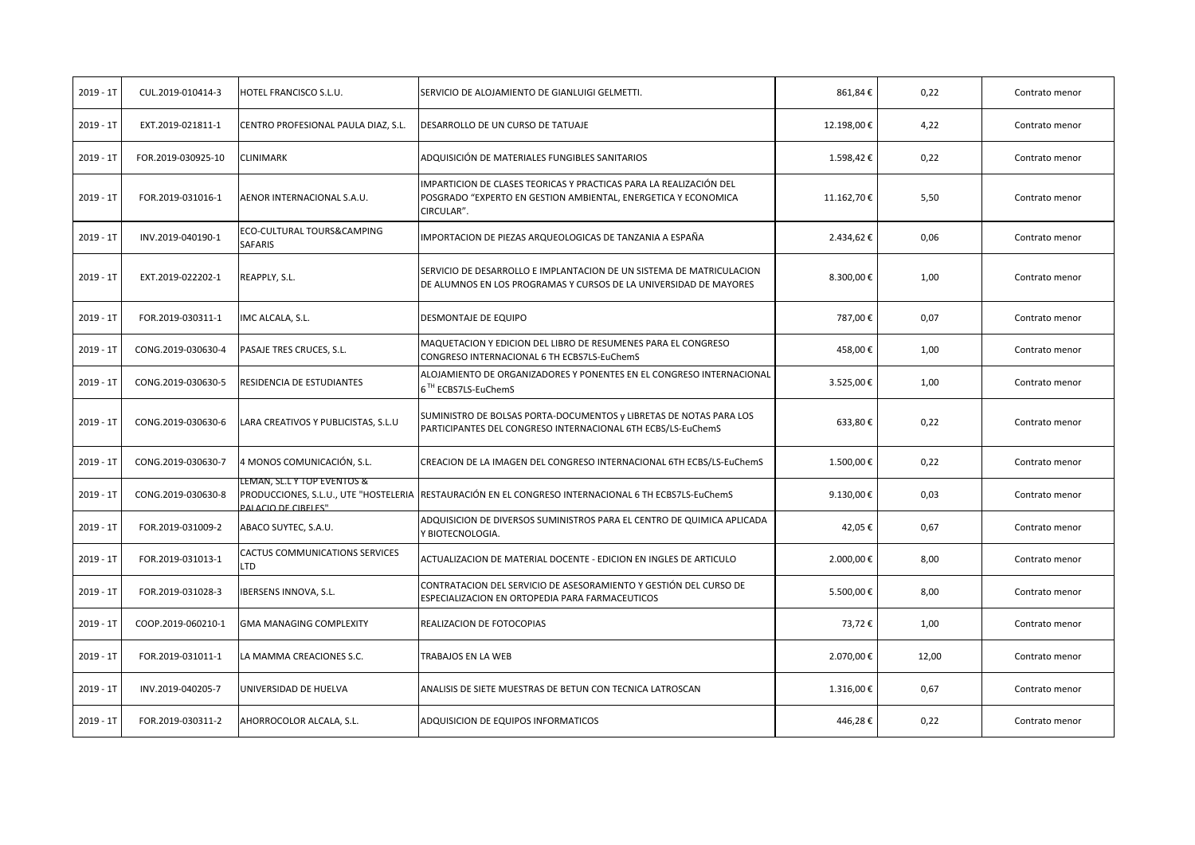| 2019 - 1T | CUL.2019-010414-3 | HOTEL FRANCISCO S.L.U. | SERVICIO DE ALOJAMIENTO DE GIANLUIGI GELMETTI. | 861,84 € | 0,22 | Contrato menor |
|---|---|---|---|---|---|---|
| 2019 - 1T | EXT.2019-021811-1 | CENTRO PROFESIONAL PAULA DIAZ, S.L. | DESARROLLO DE UN CURSO DE TATUAJE | 12.198,00 € | 4,22 | Contrato menor |
| 2019 - 1T | FOR.2019-030925-10 | CLINIMARK | ADQUISICIÓN DE MATERIALES FUNGIBLES SANITARIOS | 1.598,42 € | 0,22 | Contrato menor |
| 2019 - 1T | FOR.2019-031016-1 | AENOR INTERNACIONAL S.A.U. | IMPARTICION DE CLASES TEORICAS Y PRACTICAS PARA LA REALIZACIÓN DEL POSGRADO "EXPERTO EN GESTION AMBIENTAL, ENERGETICA Y ECONOMICA CIRCULAR". | 11.162,70 € | 5,50 | Contrato menor |
| 2019 - 1T | INV.2019-040190-1 | ECO-CULTURAL TOURS&CAMPING SAFARIS | IMPORTACION DE PIEZAS ARQUEOLOGICAS DE TANZANIA A ESPAÑA | 2.434,62 € | 0,06 | Contrato menor |
| 2019 - 1T | EXT.2019-022202-1 | REAPPLY, S.L. | SERVICIO DE DESARROLLO E IMPLANTACION DE UN SISTEMA DE MATRICULACION DE ALUMNOS EN LOS PROGRAMAS Y CURSOS DE LA UNIVERSIDAD DE MAYORES | 8.300,00 € | 1,00 | Contrato menor |
| 2019 - 1T | FOR.2019-030311-1 | IMC ALCALA, S.L. | DESMONTAJE DE EQUIPO | 787,00 € | 0,07 | Contrato menor |
| 2019 - 1T | CONG.2019-030630-4 | PASAJE TRES CRUCES, S.L. | MAQUETACION Y EDICION DEL LIBRO DE RESUMENES PARA EL CONGRESO CONGRESO INTERNACIONAL 6 TH ECBS7LS-EuChemS | 458,00 € | 1,00 | Contrato menor |
| 2019 - 1T | CONG.2019-030630-5 | RESIDENCIA DE ESTUDIANTES | ALOJAMIENTO DE ORGANIZADORES Y PONENTES EN EL CONGRESO INTERNACIONAL 6 TH ECBS7LS-EuChemS | 3.525,00 € | 1,00 | Contrato menor |
| 2019 - 1T | CONG.2019-030630-6 | LARA CREATIVOS Y PUBLICISTAS, S.L.U | SUMINISTRO DE BOLSAS PORTA-DOCUMENTOS y LIBRETAS DE NOTAS PARA LOS PARTICIPANTES DEL CONGRESO INTERNACIONAL 6TH ECBS/LS-EuChemS | 633,80 € | 0,22 | Contrato menor |
| 2019 - 1T | CONG.2019-030630-7 | 4 MONOS COMUNICACIÓN, S.L. | CREACION DE LA IMAGEN DEL CONGRESO INTERNACIONAL 6TH ECBS/LS-EuChemS | 1.500,00 € | 0,22 | Contrato menor |
| 2019 - 1T | CONG.2019-030630-8 | LEMAN, SL.L Y TOP EVENTOS & PRODUCCIONES, S.L.U., UTE "HOSTELERIA PALACIO DE CIBELES" | RESTAURACIÓN EN EL CONGRESO INTERNACIONAL 6 TH ECBS7LS-EuChemS | 9.130,00 € | 0,03 | Contrato menor |
| 2019 - 1T | FOR.2019-031009-2 | ABACO SUYTEC, S.A.U. | ADQUISICION DE DIVERSOS SUMINISTROS PARA EL CENTRO DE QUIMICA APLICADA Y BIOTECNOLOGIA. | 42,05 € | 0,67 | Contrato menor |
| 2019 - 1T | FOR.2019-031013-1 | CACTUS COMMUNICATIONS SERVICES LTD | ACTUALIZACION DE MATERIAL DOCENTE - EDICION EN INGLES DE ARTICULO | 2.000,00 € | 8,00 | Contrato menor |
| 2019 - 1T | FOR.2019-031028-3 | IBERSENS INNOVA, S.L. | CONTRATACION DEL SERVICIO DE ASESORAMIENTO Y GESTIÓN DEL CURSO DE ESPECIALIZACION EN ORTOPEDIA PARA FARMACEUTICOS | 5.500,00 € | 8,00 | Contrato menor |
| 2019 - 1T | COOP.2019-060210-1 | GMA MANAGING COMPLEXITY | REALIZACION DE FOTOCOPIAS | 73,72 € | 1,00 | Contrato menor |
| 2019 - 1T | FOR.2019-031011-1 | LA MAMMA CREACIONES S.C. | TRABAJOS EN LA WEB | 2.070,00 € | 12,00 | Contrato menor |
| 2019 - 1T | INV.2019-040205-7 | UNIVERSIDAD DE HUELVA | ANALISIS DE SIETE MUESTRAS DE BETUN CON TECNICA LATROSCAN | 1.316,00 € | 0,67 | Contrato menor |
| 2019 - 1T | FOR.2019-030311-2 | AHORROCOLOR ALCALA, S.L. | ADQUISICION DE EQUIPOS INFORMATICOS | 446,28 € | 0,22 | Contrato menor |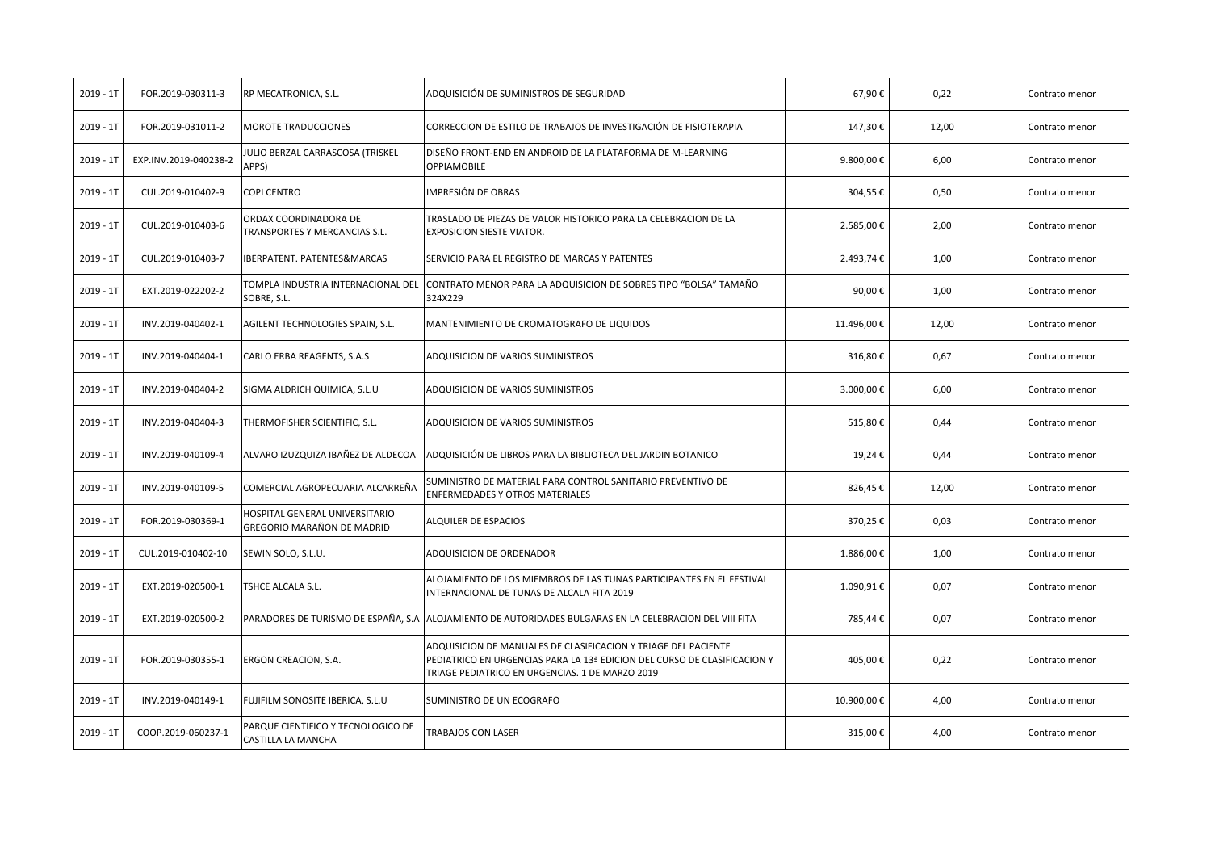| 2019 - 1T | FOR.2019-030311-3 | RP MECATRONICA, S.L. | ADQUISICIÓN DE SUMINISTROS DE SEGURIDAD | 67,90 € | 0,22 | Contrato menor |
|---|---|---|---|---|---|---|
| 2019 - 1T | FOR.2019-031011-2 | MOROTE TRADUCCIONES | CORRECCION DE ESTILO DE TRABAJOS DE INVESTIGACIÓN DE FISIOTERAPIA | 147,30 € | 12,00 | Contrato menor |
| 2019 - 1T | EXP.INV.2019-040238-2 | JULIO BERZAL CARRASCOSA (TRISKEL APPS) | DISEÑO FRONT-END EN ANDROID DE LA PLATAFORMA DE M-LEARNING OPPIAMOBILE | 9.800,00 € | 6,00 | Contrato menor |
| 2019 - 1T | CUL.2019-010402-9 | COPI CENTRO | IMPRESIÓN DE OBRAS | 304,55 € | 0,50 | Contrato menor |
| 2019 - 1T | CUL.2019-010403-6 | ORDAX COORDINADORA DE TRANSPORTES Y MERCANCIAS S.L. | TRASLADO DE PIEZAS DE VALOR HISTORICO PARA LA CELEBRACION DE LA EXPOSICION SIESTE VIATOR. | 2.585,00 € | 2,00 | Contrato menor |
| 2019 - 1T | CUL.2019-010403-7 | IBERPATENT. PATENTES&MARCAS | SERVICIO PARA EL REGISTRO DE MARCAS Y PATENTES | 2.493,74 € | 1,00 | Contrato menor |
| 2019 - 1T | EXT.2019-022202-2 | TOMPLA INDUSTRIA INTERNACIONAL DEL SOBRE, S.L. | CONTRATO MENOR PARA LA ADQUISICION DE SOBRES TIPO "BOLSA" TAMAÑO 324X229 | 90,00 € | 1,00 | Contrato menor |
| 2019 - 1T | INV.2019-040402-1 | AGILENT TECHNOLOGIES SPAIN, S.L. | MANTENIMIENTO DE CROMATOGRAFO DE LIQUIDOS | 11.496,00 € | 12,00 | Contrato menor |
| 2019 - 1T | INV.2019-040404-1 | CARLO ERBA REAGENTS, S.A.S | ADQUISICION DE VARIOS SUMINISTROS | 316,80 € | 0,67 | Contrato menor |
| 2019 - 1T | INV.2019-040404-2 | SIGMA ALDRICH QUIMICA, S.L.U | ADQUISICION DE VARIOS SUMINISTROS | 3.000,00 € | 6,00 | Contrato menor |
| 2019 - 1T | INV.2019-040404-3 | THERMOFISHER SCIENTIFIC, S.L. | ADQUISICION DE VARIOS SUMINISTROS | 515,80 € | 0,44 | Contrato menor |
| 2019 - 1T | INV.2019-040109-4 | ALVARO IZUZQUIZA IBAÑEZ DE ALDECOA | ADQUISICIÓN DE LIBROS PARA LA BIBLIOTECA DEL JARDIN BOTANICO | 19,24 € | 0,44 | Contrato menor |
| 2019 - 1T | INV.2019-040109-5 | COMERCIAL AGROPECUARIA ALCARREÑA | SUMINISTRO DE MATERIAL PARA CONTROL SANITARIO PREVENTIVO DE ENFERMEDADES Y OTROS MATERIALES | 826,45 € | 12,00 | Contrato menor |
| 2019 - 1T | FOR.2019-030369-1 | HOSPITAL GENERAL UNIVERSITARIO GREGORIO MARAÑON DE MADRID | ALQUILER DE ESPACIOS | 370,25 € | 0,03 | Contrato menor |
| 2019 - 1T | CUL.2019-010402-10 | SEWIN SOLO, S.L.U. | ADQUISICION DE ORDENADOR | 1.886,00 € | 1,00 | Contrato menor |
| 2019 - 1T | EXT.2019-020500-1 | TSHCE ALCALA S.L. | ALOJAMIENTO DE LOS MIEMBROS DE LAS TUNAS PARTICIPANTES EN EL FESTIVAL INTERNACIONAL DE TUNAS DE ALCALA FITA 2019 | 1.090,91 € | 0,07 | Contrato menor |
| 2019 - 1T | EXT.2019-020500-2 | PARADORES DE TURISMO DE ESPAÑA, S.A | ALOJAMIENTO DE AUTORIDADES BULGARAS EN LA CELEBRACION DEL VIII FITA | 785,44 € | 0,07 | Contrato menor |
| 2019 - 1T | FOR.2019-030355-1 | ERGON CREACION, S.A. | ADQUISICION DE MANUALES DE CLASIFICACION Y TRIAGE DEL PACIENTE PEDIATRICO EN URGENCIAS PARA LA 13ª EDICION DEL CURSO DE CLASIFICACION Y TRIAGE PEDIATRICO EN URGENCIAS. 1 DE MARZO 2019 | 405,00 € | 0,22 | Contrato menor |
| 2019 - 1T | INV.2019-040149-1 | FUJIFILM SONOSITE IBERICA, S.L.U | SUMINISTRO DE UN ECOGRAFO | 10.900,00 € | 4,00 | Contrato menor |
| 2019 - 1T | COOP.2019-060237-1 | PARQUE CIENTIFICO Y TECNOLOGICO DE CASTILLA LA MANCHA | TRABAJOS CON LASER | 315,00 € | 4,00 | Contrato menor |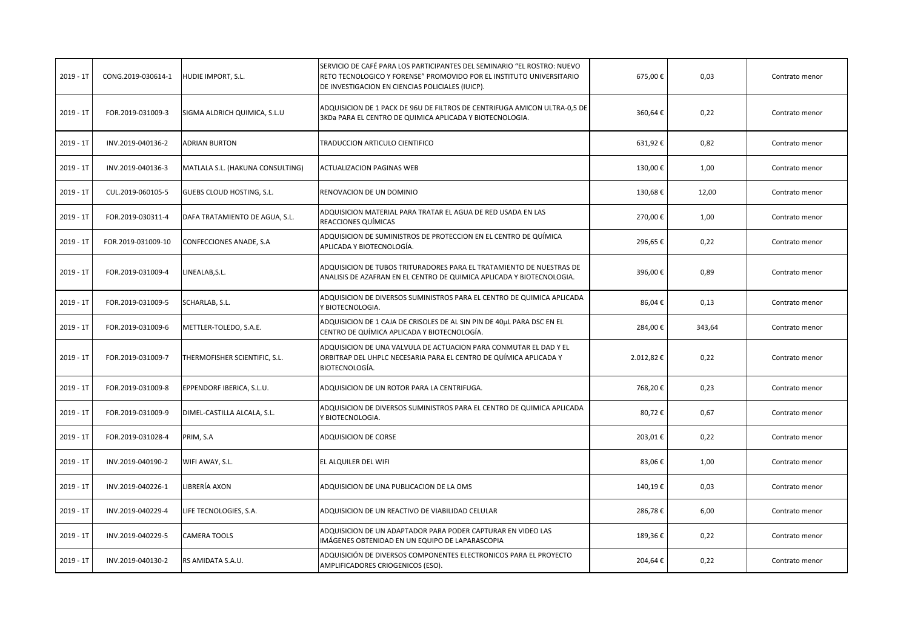| 2019 - 1T | CONG.2019-030614-1 | HUDIE IMPORT, S.L. | SERVICIO DE CAFÉ PARA LOS PARTICIPANTES DEL SEMINARIO "EL ROSTRO: NUEVO RETO TECNOLOGICO Y FORENSE" PROMOVIDO POR EL INSTITUTO UNIVERSITARIO DE INVESTIGACION EN CIENCIAS POLICIALES (IUICP). | 675,00 € | 0,03 | Contrato menor |
|---|---|---|---|---|---|---|
| 2019 - 1T | FOR.2019-031009-3 | SIGMA ALDRICH QUIMICA, S.L.U | ADQUISICION DE 1 PACK DE 96U DE FILTROS DE CENTRIFUGA AMICON ULTRA-0,5 DE 3KDa PARA EL CENTRO DE QUIMICA APLICADA Y BIOTECNOLOGIA. | 360,64 € | 0,22 | Contrato menor |
| 2019 - 1T | INV.2019-040136-2 | ADRIAN BURTON | TRADUCCION ARTICULO CIENTIFICO | 631,92 € | 0,82 | Contrato menor |
| 2019 - 1T | INV.2019-040136-3 | MATLALA S.L. (HAKUNA CONSULTING) | ACTUALIZACION PAGINAS WEB | 130,00 € | 1,00 | Contrato menor |
| 2019 - 1T | CUL.2019-060105-5 | GUEBS CLOUD HOSTING, S.L. | RENOVACION DE UN DOMINIO | 130,68 € | 12,00 | Contrato menor |
| 2019 - 1T | FOR.2019-030311-4 | DAFA TRATAMIENTO DE AGUA, S.L. | ADQUISICION MATERIAL PARA TRATAR EL AGUA DE RED USADA EN LAS REACCIONES QUÍMICAS | 270,00 € | 1,00 | Contrato menor |
| 2019 - 1T | FOR.2019-031009-10 | CONFECCIONES ANADE, S.A | ADQUISICION DE SUMINISTROS DE PROTECCION EN EL CENTRO DE QUÍMICA APLICADA Y BIOTECNOLOGÍA. | 296,65 € | 0,22 | Contrato menor |
| 2019 - 1T | FOR.2019-031009-4 | LINEALAB,S.L. | ADQUISICION DE TUBOS TRITURADORES PARA EL TRATAMIENTO DE NUESTRAS DE ANALISIS DE AZAFRAN EN EL CENTRO DE QUIMICA APLICADA Y BIOTECNOLOGIA. | 396,00 € | 0,89 | Contrato menor |
| 2019 - 1T | FOR.2019-031009-5 | SCHARLAB, S.L. | ADQUISICION DE DIVERSOS SUMINISTROS PARA EL CENTRO DE QUIMICA APLICADA Y BIOTECNOLOGIA. | 86,04 € | 0,13 | Contrato menor |
| 2019 - 1T | FOR.2019-031009-6 | METTLER-TOLEDO, S.A.E. | ADQUISICION DE 1 CAJA DE CRISOLES DE AL SIN PIN DE 40µL PARA DSC EN EL CENTRO DE QUÍMICA APLICADA Y BIOTECNOLOGÍA. | 284,00 € | 343,64 | Contrato menor |
| 2019 - 1T | FOR.2019-031009-7 | THERMOFISHER SCIENTIFIC, S.L. | ADQUISICION DE UNA VALVULA DE ACTUACION PARA CONMUTAR EL DAD Y EL ORBITRAP DEL UHPLC NECESARIA PARA EL CENTRO DE QUÍMICA APLICADA Y BIOTECNOLOGÍA. | 2.012,82 € | 0,22 | Contrato menor |
| 2019 - 1T | FOR.2019-031009-8 | EPPENDORF IBERICA, S.L.U. | ADQUISICION DE UN ROTOR PARA LA CENTRIFUGA. | 768,20 € | 0,23 | Contrato menor |
| 2019 - 1T | FOR.2019-031009-9 | DIMEL-CASTILLA ALCALA, S.L. | ADQUISICION DE DIVERSOS SUMINISTROS PARA EL CENTRO DE QUIMICA APLICADA Y BIOTECNOLOGIA. | 80,72 € | 0,67 | Contrato menor |
| 2019 - 1T | FOR.2019-031028-4 | PRIM, S.A | ADQUISICION DE CORSE | 203,01 € | 0,22 | Contrato menor |
| 2019 - 1T | INV.2019-040190-2 | WIFI AWAY, S.L. | EL ALQUILER DEL WIFI | 83,06 € | 1,00 | Contrato menor |
| 2019 - 1T | INV.2019-040226-1 | LIBRERÍA AXON | ADQUISICION DE UNA PUBLICACION DE LA OMS | 140,19 € | 0,03 | Contrato menor |
| 2019 - 1T | INV.2019-040229-4 | LIFE TECNOLOGIES, S.A. | ADQUISICION DE UN REACTIVO DE VIABILIDAD CELULAR | 286,78 € | 6,00 | Contrato menor |
| 2019 - 1T | INV.2019-040229-5 | CAMERA TOOLS | ADQUISICION DE UN ADAPTADOR PARA PODER CAPTURAR EN VIDEO LAS IMÁGENES OBTENIDAD EN UN EQUIPO DE LAPARASCOPIA | 189,36 € | 0,22 | Contrato menor |
| 2019 - 1T | INV.2019-040130-2 | RS AMIDATA S.A.U. | ADQUISICIÓN DE DIVERSOS COMPONENTES ELECTRONICOS PARA EL PROYECTO AMPLIFICADORES CRIOGENICOS (ESO). | 204,64 € | 0,22 | Contrato menor |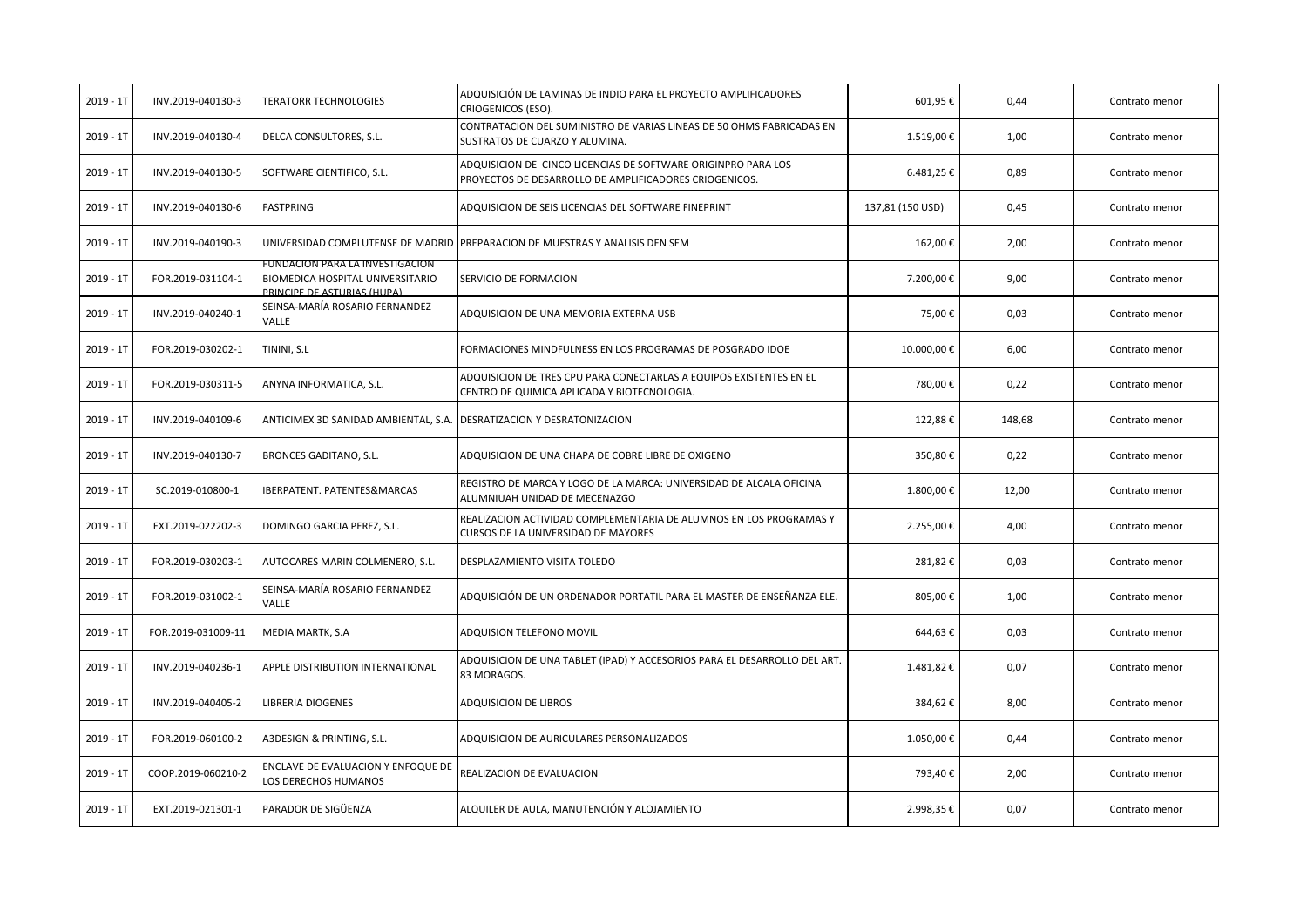| 2019 - 1T | INV.2019-040130-3 | TERATORR TECHNOLOGIES | ADQUISICIÓN DE LAMINAS DE INDIO PARA EL PROYECTO AMPLIFICADORES CRIOGENICOS (ESO). | 601,95 € | 0,44 | Contrato menor |
|---|---|---|---|---|---|---|
| 2019 - 1T | INV.2019-040130-4 | DELCA CONSULTORES, S.L. | CONTRATACION DEL SUMINISTRO DE VARIAS LINEAS DE 50 OHMS FABRICADAS EN SUSTRATOS DE CUARZO Y ALUMINA. | 1.519,00 € | 1,00 | Contrato menor |
| 2019 - 1T | INV.2019-040130-5 | SOFTWARE CIENTIFICO, S.L. | ADQUISICION DE CINCO LICENCIAS DE SOFTWARE ORIGINPRO PARA LOS PROYECTOS DE DESARROLLO DE AMPLIFICADORES CRIOGENICOS. | 6.481,25 € | 0,89 | Contrato menor |
| 2019 - 1T | INV.2019-040130-6 | FASTPRING | ADQUISICION DE SEIS LICENCIAS DEL SOFTWARE FINEPRINT | 137,81 (150 USD) | 0,45 | Contrato menor |
| 2019 - 1T | INV.2019-040190-3 | UNIVERSIDAD COMPLUTENSE DE MADRID | PREPARACION DE MUESTRAS Y ANALISIS DEN SEM | 162,00 € | 2,00 | Contrato menor |
| 2019 - 1T | FOR.2019-031104-1 | FUNDACION PARA LA INVESTIGACION BIOMEDICA HOSPITAL UNIVERSITARIO PRINCIPE DE ASTURIAS (HUPA) | SERVICIO DE FORMACION | 7.200,00 € | 9,00 | Contrato menor |
| 2019 - 1T | INV.2019-040240-1 | SEINSA-MARÍA ROSARIO FERNANDEZ VALLE | ADQUISICION DE UNA MEMORIA EXTERNA USB | 75,00 € | 0,03 | Contrato menor |
| 2019 - 1T | FOR.2019-030202-1 | TININI, S.L | FORMACIONES MINDFULNESS EN LOS PROGRAMAS DE POSGRADO IDOE | 10.000,00 € | 6,00 | Contrato menor |
| 2019 - 1T | FOR.2019-030311-5 | ANYNA INFORMATICA, S.L. | ADQUISICION DE TRES CPU PARA CONECTARLAS A EQUIPOS EXISTENTES EN EL CENTRO DE QUIMICA APLICADA Y BIOTECNOLOGIA. | 780,00 € | 0,22 | Contrato menor |
| 2019 - 1T | INV.2019-040109-6 | ANTICIMEX 3D SANIDAD AMBIENTAL, S.A. | DESRATIZACION Y DESRATONIZACION | 122,88 € | 148,68 | Contrato menor |
| 2019 - 1T | INV.2019-040130-7 | BRONCES GADITANO, S.L. | ADQUISICION DE UNA CHAPA DE COBRE LIBRE DE OXIGENO | 350,80 € | 0,22 | Contrato menor |
| 2019 - 1T | SC.2019-010800-1 | IBERPATENT. PATENTES&MARCAS | REGISTRO DE MARCA Y LOGO DE LA MARCA: UNIVERSIDAD DE ALCALA OFICINA ALUMNIUAH UNIDAD DE MECENAZGO | 1.800,00 € | 12,00 | Contrato menor |
| 2019 - 1T | EXT.2019-022202-3 | DOMINGO GARCIA PEREZ, S.L. | REALIZACION ACTIVIDAD COMPLEMENTARIA DE ALUMNOS EN LOS PROGRAMAS Y CURSOS DE LA UNIVERSIDAD DE MAYORES | 2.255,00 € | 4,00 | Contrato menor |
| 2019 - 1T | FOR.2019-030203-1 | AUTOCARES MARIN COLMENERO, S.L. | DESPLAZAMIENTO VISITA TOLEDO | 281,82 € | 0,03 | Contrato menor |
| 2019 - 1T | FOR.2019-031002-1 | SEINSA-MARÍA ROSARIO FERNANDEZ VALLE | ADQUISICIÓN DE UN ORDENADOR PORTATIL PARA EL MASTER DE ENSEÑANZA ELE. | 805,00 € | 1,00 | Contrato menor |
| 2019 - 1T | FOR.2019-031009-11 | MEDIA MARTK, S.A | ADQUISION TELEFONO MOVIL | 644,63 € | 0,03 | Contrato menor |
| 2019 - 1T | INV.2019-040236-1 | APPLE DISTRIBUTION INTERNATIONAL | ADQUISICION DE UNA TABLET (IPAD) Y ACCESORIOS PARA EL DESARROLLO DEL ART. 83 MORAGOS. | 1.481,82 € | 0,07 | Contrato menor |
| 2019 - 1T | INV.2019-040405-2 | LIBRERIA DIOGENES | ADQUISICION DE LIBROS | 384,62 € | 8,00 | Contrato menor |
| 2019 - 1T | FOR.2019-060100-2 | A3DESIGN & PRINTING, S.L. | ADQUISICION DE AURICULARES PERSONALIZADOS | 1.050,00 € | 0,44 | Contrato menor |
| 2019 - 1T | COOP.2019-060210-2 | ENCLAVE DE EVALUACION Y ENFOQUE DE LOS DERECHOS HUMANOS | REALIZACION DE EVALUACION | 793,40 € | 2,00 | Contrato menor |
| 2019 - 1T | EXT.2019-021301-1 | PARADOR DE SIGÜENZA | ALQUILER DE AULA, MANUTENCIÓN Y ALOJAMIENTO | 2.998,35 € | 0,07 | Contrato menor |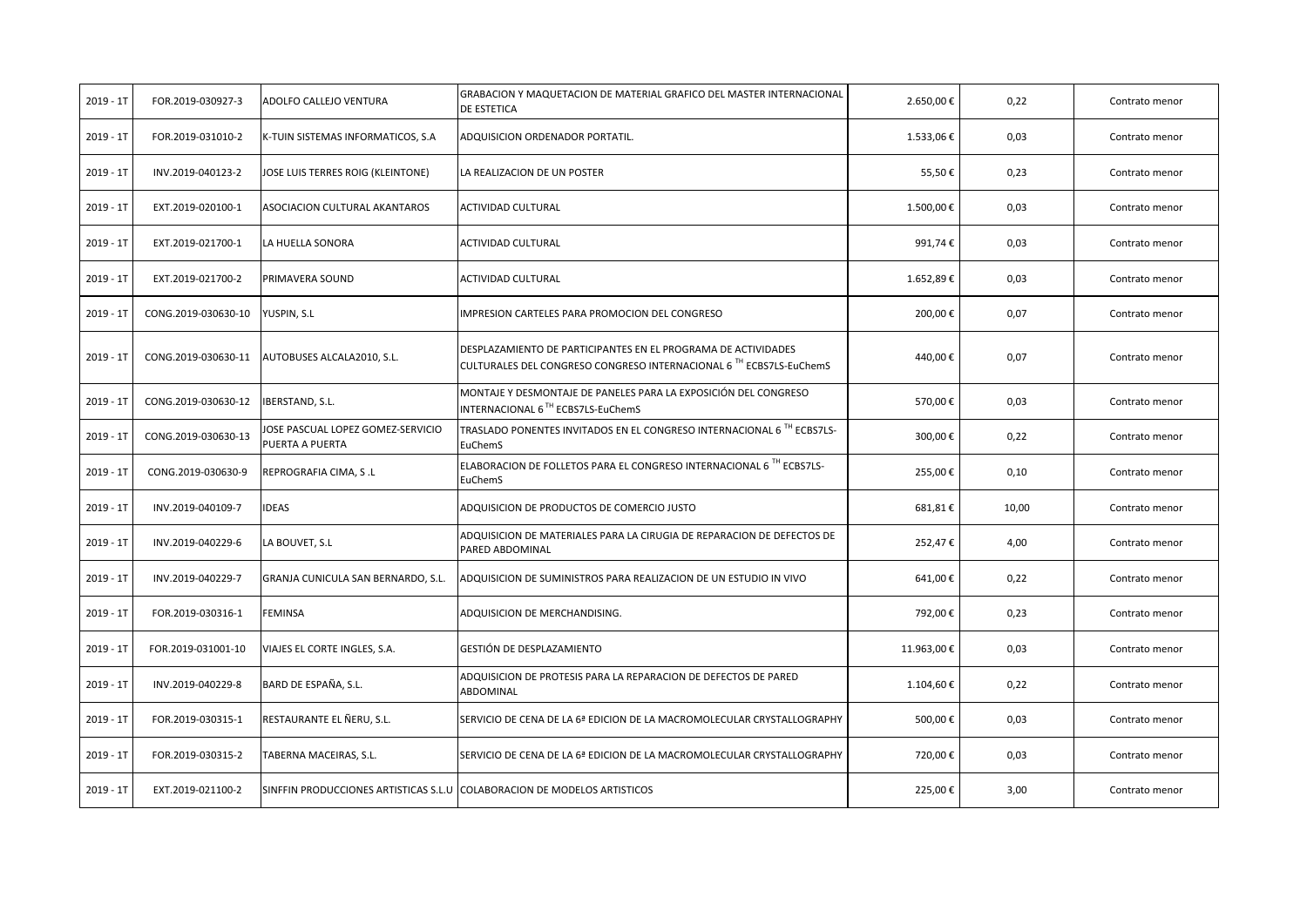| 2019 - 1T | FOR.2019-030927-3 | ADOLFO CALLEJO VENTURA | GRABACION Y MAQUETACION DE MATERIAL GRAFICO DEL MASTER INTERNACIONAL DE ESTETICA | 2.650,00 € | 0,22 | Contrato menor |
|---|---|---|---|---|---|---|
| 2019 - 1T | FOR.2019-031010-2 | K-TUIN SISTEMAS INFORMATICOS, S.A | ADQUISICION ORDENADOR PORTATIL. | 1.533,06 € | 0,03 | Contrato menor |
| 2019 - 1T | INV.2019-040123-2 | JOSE LUIS TERRES ROIG (KLEINTONE) | LA REALIZACION DE UN POSTER | 55,50 € | 0,23 | Contrato menor |
| 2019 - 1T | EXT.2019-020100-1 | ASOCIACION CULTURAL AKANTAROS | ACTIVIDAD CULTURAL | 1.500,00 € | 0,03 | Contrato menor |
| 2019 - 1T | EXT.2019-021700-1 | LA HUELLA SONORA | ACTIVIDAD CULTURAL | 991,74 € | 0,03 | Contrato menor |
| 2019 - 1T | EXT.2019-021700-2 | PRIMAVERA SOUND | ACTIVIDAD CULTURAL | 1.652,89 € | 0,03 | Contrato menor |
| 2019 - 1T | CONG.2019-030630-10 | YUSPIN, S.L | IMPRESION CARTELES PARA PROMOCION DEL CONGRESO | 200,00 € | 0,07 | Contrato menor |
| 2019 - 1T | CONG.2019-030630-11 | AUTOBUSES ALCALA2010, S.L. | DESPLAZAMIENTO DE PARTICIPANTES EN EL PROGRAMA DE ACTIVIDADES CULTURALES DEL CONGRESO CONGRESO INTERNACIONAL 6 TH ECBS7LS-EuChemS | 440,00 € | 0,07 | Contrato menor |
| 2019 - 1T | CONG.2019-030630-12 | IBERSTAND, S.L. | MONTAJE Y DESMONTAJE DE PANELES PARA LA EXPOSICIÓN DEL CONGRESO INTERNACIONAL 6 TH ECBS7LS-EuChemS | 570,00 € | 0,03 | Contrato menor |
| 2019 - 1T | CONG.2019-030630-13 | JOSE PASCUAL LOPEZ GOMEZ-SERVICIO PUERTA A PUERTA | TRASLADO PONENTES INVITADOS EN EL CONGRESO INTERNACIONAL 6 TH ECBS7LS-EuChemS | 300,00 € | 0,22 | Contrato menor |
| 2019 - 1T | CONG.2019-030630-9 | REPROGRAFIA CIMA, S .L | ELABORACION DE FOLLETOS PARA EL CONGRESO INTERNACIONAL 6 TH ECBS7LS-EuChemS | 255,00 € | 0,10 | Contrato menor |
| 2019 - 1T | INV.2019-040109-7 | IDEAS | ADQUISICION DE PRODUCTOS DE COMERCIO JUSTO | 681,81 € | 10,00 | Contrato menor |
| 2019 - 1T | INV.2019-040229-6 | LA BOUVET, S.L | ADQUISICION DE MATERIALES PARA LA CIRUGIA DE REPARACION DE DEFECTOS DE PARED ABDOMINAL | 252,47 € | 4,00 | Contrato menor |
| 2019 - 1T | INV.2019-040229-7 | GRANJA CUNICULA SAN BERNARDO, S.L. | ADQUISICION DE SUMINISTROS PARA REALIZACION DE UN ESTUDIO IN VIVO | 641,00 € | 0,22 | Contrato menor |
| 2019 - 1T | FOR.2019-030316-1 | FEMINSA | ADQUISICION DE MERCHANDISING. | 792,00 € | 0,23 | Contrato menor |
| 2019 - 1T | FOR.2019-031001-10 | VIAJES EL CORTE INGLES, S.A. | GESTIÓN DE DESPLAZAMIENTO | 11.963,00 € | 0,03 | Contrato menor |
| 2019 - 1T | INV.2019-040229-8 | BARD DE ESPAÑA, S.L. | ADQUISICION DE PROTESIS PARA LA REPARACION DE DEFECTOS DE PARED ABDOMINAL | 1.104,60 € | 0,22 | Contrato menor |
| 2019 - 1T | FOR.2019-030315-1 | RESTAURANTE EL ÑERU, S.L. | SERVICIO DE CENA DE LA 6ª EDICION DE LA MACROMOLECULAR CRYSTALLOGRAPHY | 500,00 € | 0,03 | Contrato menor |
| 2019 - 1T | FOR.2019-030315-2 | TABERNA MACEIRAS, S.L. | SERVICIO DE CENA DE LA 6ª EDICION DE LA MACROMOLECULAR CRYSTALLOGRAPHY | 720,00 € | 0,03 | Contrato menor |
| 2019 - 1T | EXT.2019-021100-2 | SINFFIN PRODUCCIONES ARTISTICAS S.L.U | COLABORACION DE MODELOS ARTISTICOS | 225,00 € | 3,00 | Contrato menor |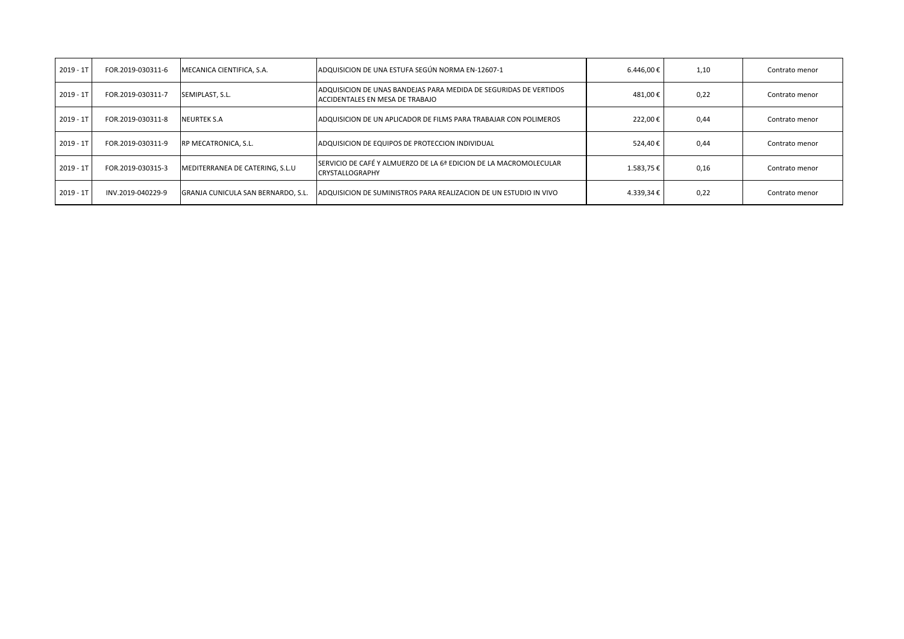| | | | | | | |
|---|---|---|---|---|---|---|
| 2019 - 1T | FOR.2019-030311-6 | MECANICA CIENTIFICA, S.A. | ADQUISICION DE UNA ESTUFA SEGÚN NORMA EN-12607-1 | 6.446,00 € | 1,10 | Contrato menor |
| 2019 - 1T | FOR.2019-030311-7 | SEMIPLAST, S.L. | ADQUISICION DE UNAS BANDEJAS PARA MEDIDA DE SEGURIDAS DE VERTIDOS ACCIDENTALES EN MESA DE TRABAJO | 481,00 € | 0,22 | Contrato menor |
| 2019 - 1T | FOR.2019-030311-8 | NEURTEK S.A | ADQUISICION DE UN APLICADOR DE FILMS PARA TRABAJAR CON POLIMEROS | 222,00 € | 0,44 | Contrato menor |
| 2019 - 1T | FOR.2019-030311-9 | RP MECATRONICA, S.L. | ADQUISICION DE EQUIPOS DE PROTECCION INDIVIDUAL | 524,40 € | 0,44 | Contrato menor |
| 2019 - 1T | FOR.2019-030315-3 | MEDITERRANEA DE CATERING, S.L.U | SERVICIO DE CAFÉ Y ALMUERZO DE LA 6ª EDICION DE LA MACROMOLECULAR CRYSTALLOGRAPHY | 1.583,75 € | 0,16 | Contrato menor |
| 2019 - 1T | INV.2019-040229-9 | GRANJA CUNICULA SAN BERNARDO, S.L. | ADQUISICION DE SUMINISTROS PARA REALIZACION DE UN ESTUDIO IN VIVO | 4.339,34 € | 0,22 | Contrato menor |